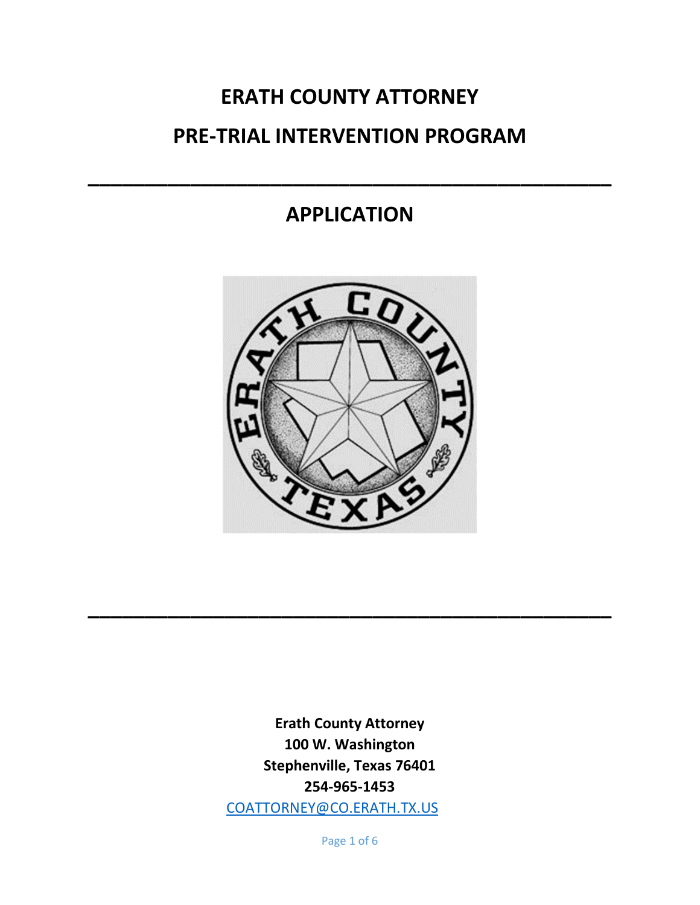# ERATH COUNTY ATTORNEY

# PRE-TRIAL INTERVENTION PROGRAM

---

## APPLICATION

---

**Erath County Attorney**
**100 W. Washington**
**Stephenville, Texas 76401**
**254-965-1453**
COATTORNEY@CO.ERATH.TX.US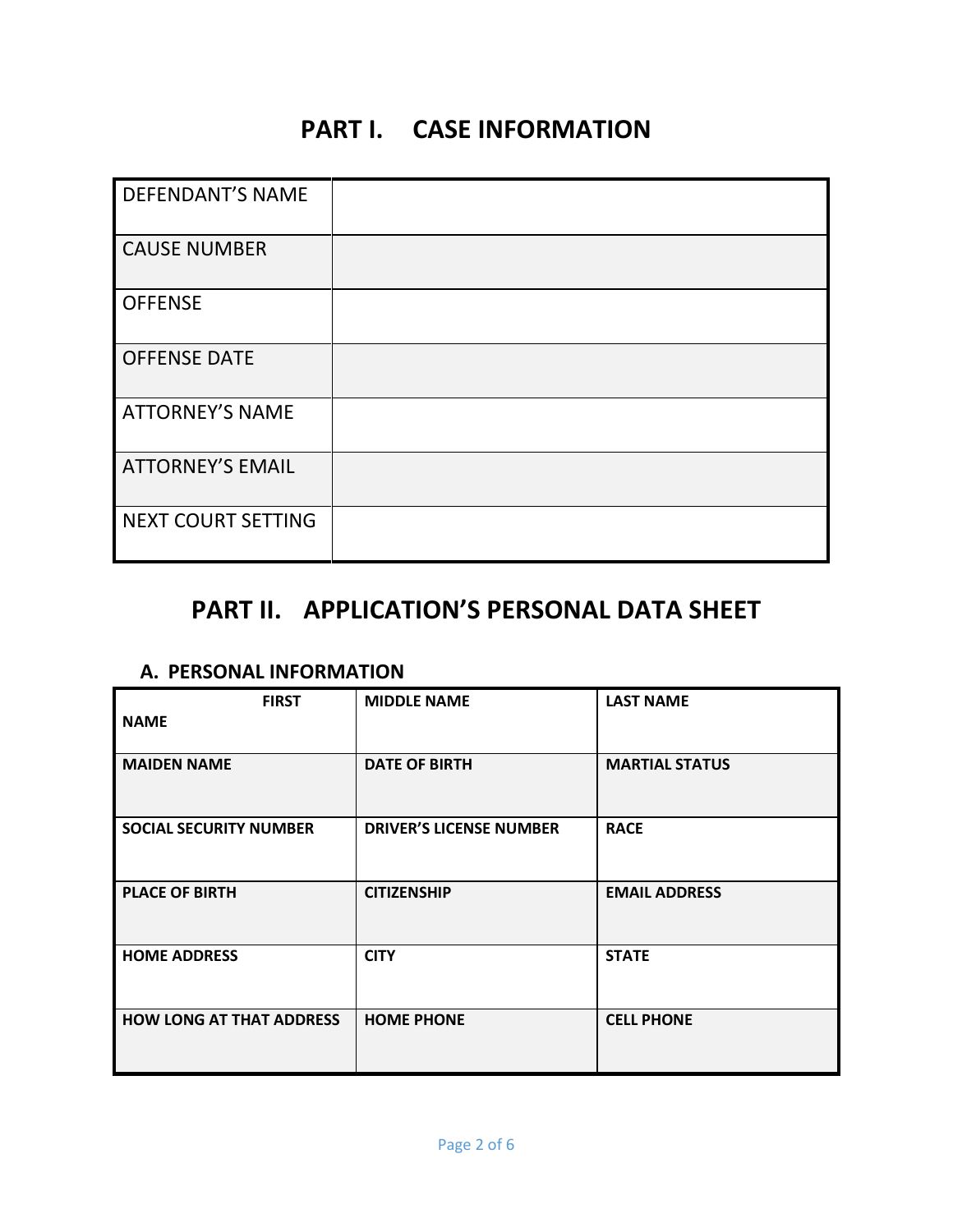# PART I. CASE INFORMATION

| | |
|---|---|
| DEFENDANT'S NAME | |
| CAUSE NUMBER | |
| OFFENSE | |
| OFFENSE DATE | |
| ATTORNEY'S NAME | |
| ATTORNEY'S EMAIL | |
| NEXT COURT SETTING | |

# PART II. APPLICATION'S PERSONAL DATA SHEET

### A. PERSONAL INFORMATION

| | | |
|---|---|---|
| **FIRST NAME** | **MIDDLE NAME** | **LAST NAME** |
| **MAIDEN NAME** | **DATE OF BIRTH** | **MARTIAL STATUS** |
| **SOCIAL SECURITY NUMBER** | **DRIVER'S LICENSE NUMBER** | **RACE** |
| **PLACE OF BIRTH** | **CITIZENSHIP** | **EMAIL ADDRESS** |
| **HOME ADDRESS** | **CITY** | **STATE** |
| **HOW LONG AT THAT ADDRESS** | **HOME PHONE** | **CELL PHONE** |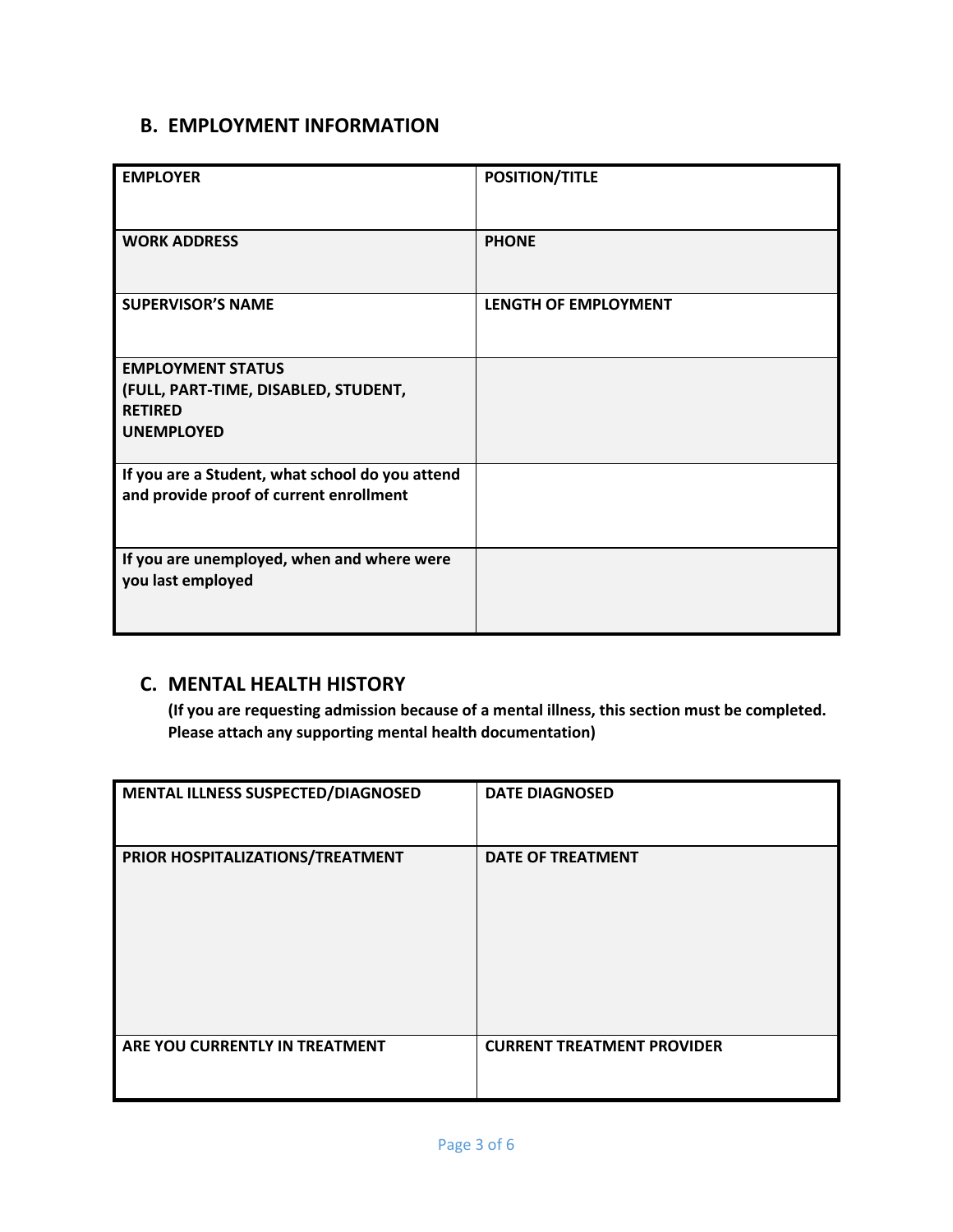## B. EMPLOYMENT INFORMATION

| EMPLOYER | POSITION/TITLE |
|---|---|
| WORK ADDRESS | PHONE |
| SUPERVISOR'S NAME | LENGTH OF EMPLOYMENT |
| EMPLOYMENT STATUS (FULL, PART-TIME, DISABLED, STUDENT, RETIRED UNEMPLOYED | |
| If you are a Student, what school do you attend and provide proof of current enrollment | |
| If you are unemployed, when and where were you last employed | |

## C. MENTAL HEALTH HISTORY

**(If you are requesting admission because of a mental illness, this section must be completed. Please attach any supporting mental health documentation)**

| MENTAL ILLNESS SUSPECTED/DIAGNOSED | DATE DIAGNOSED |
|---|---|
| PRIOR HOSPITALIZATIONS/TREATMENT | DATE OF TREATMENT |
| ARE YOU CURRENTLY IN TREATMENT | CURRENT TREATMENT PROVIDER |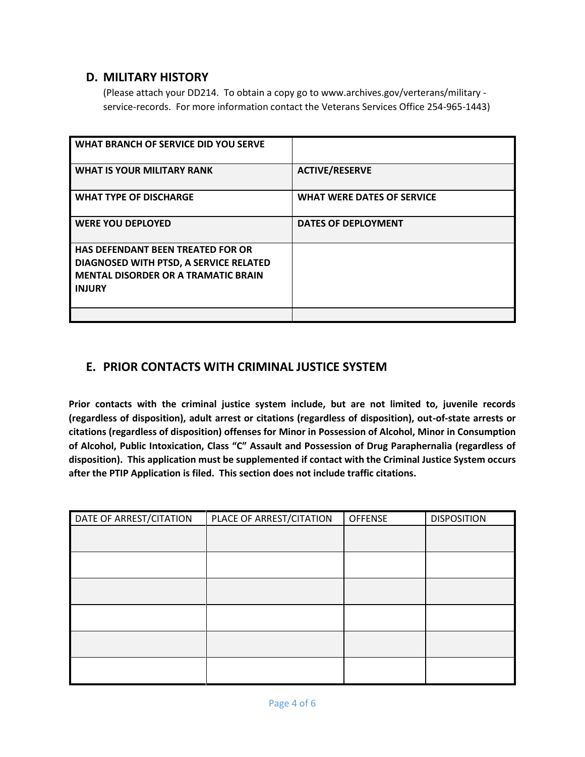## D. MILITARY HISTORY

(Please attach your DD214. To obtain a copy go to www.archives.gov/verterans/military - service-records. For more information contact the Veterans Services Office 254-965-1443)

| | |
|---|---|
| **WHAT BRANCH OF SERVICE DID YOU SERVE** | |
| **WHAT IS YOUR MILITARY RANK** | **ACTIVE/RESERVE** |
| **WHAT TYPE OF DISCHARGE** | **WHAT WERE DATES OF SERVICE** |
| **WERE YOU DEPLOYED** | **DATES OF DEPLOYMENT** |
| **HAS DEFENDANT BEEN TREATED FOR OR DIAGNOSED WITH PTSD, A SERVICE RELATED MENTAL DISORDER OR A TRAMATIC BRAIN INJURY** | |
| | |

## E. PRIOR CONTACTS WITH CRIMINAL JUSTICE SYSTEM

**Prior contacts with the criminal justice system include, but are not limited to, juvenile records (regardless of disposition), adult arrest or citations (regardless of disposition), out-of-state arrests or citations (regardless of disposition) offenses for Minor in Possession of Alcohol, Minor in Consumption of Alcohol, Public Intoxication, Class "C" Assault and Possession of Drug Paraphernalia (regardless of disposition). This application must be supplemented if contact with the Criminal Justice System occurs after the PTIP Application is filed. This section does not include traffic citations.**

| DATE OF ARREST/CITATION | PLACE OF ARREST/CITATION | OFFENSE | DISPOSITION |
|---|---|---|---|
| | | | |
| | | | |
| | | | |
| | | | |
| | | | |
| | | | |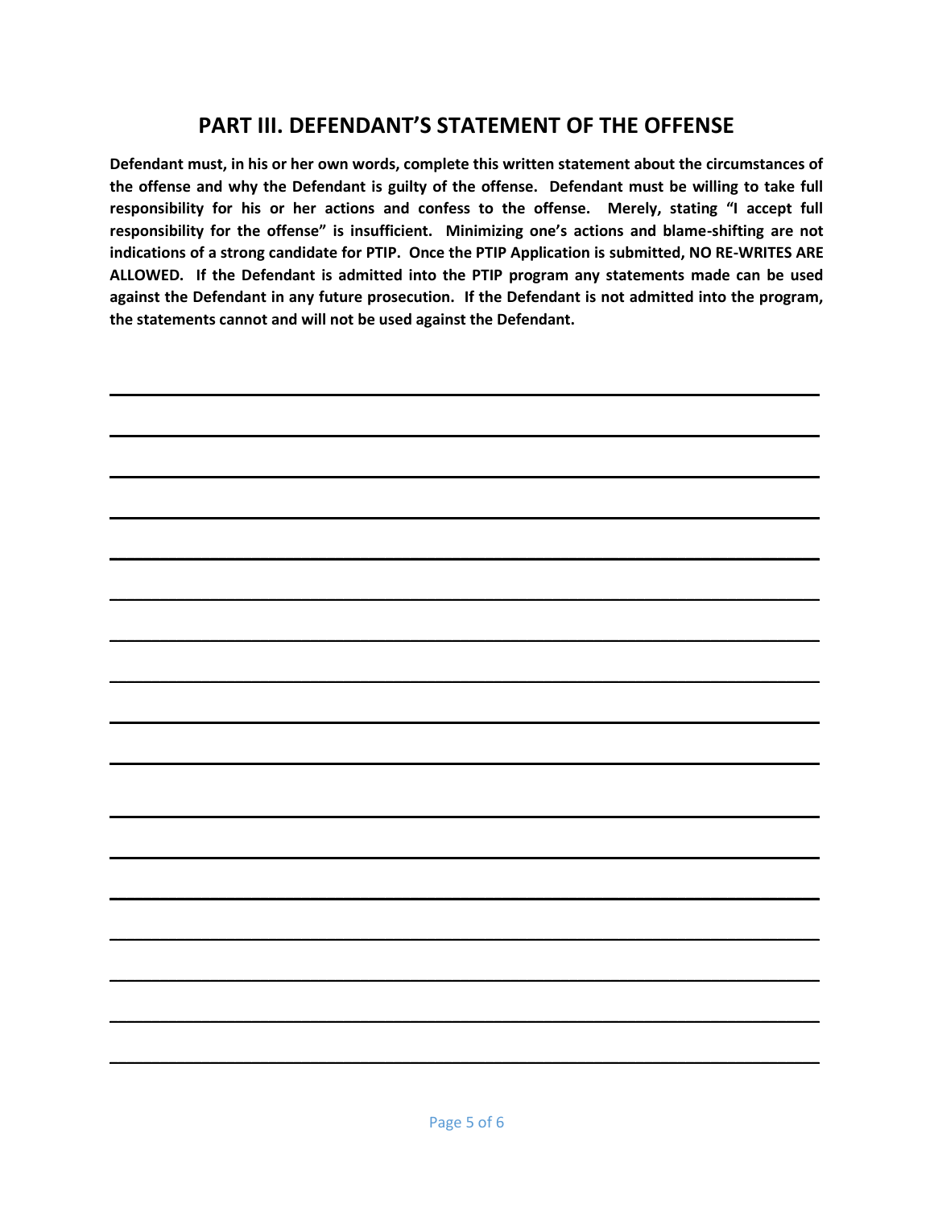## PART III. DEFENDANT'S STATEMENT OF THE OFFENSE

**Defendant must, in his or her own words, complete this written statement about the circumstances of the offense and why the Defendant is guilty of the offense. Defendant must be willing to take full responsibility for his or her actions and confess to the offense. Merely, stating "I accept full responsibility for the offense" is insufficient. Minimizing one's actions and blame-shifting are not indications of a strong candidate for PTIP. Once the PTIP Application is submitted, NO RE-WRITES ARE ALLOWED. If the Defendant is admitted into the PTIP program any statements made can be used against the Defendant in any future prosecution. If the Defendant is not admitted into the program, the statements cannot and will not be used against the Defendant.**

______________________________________________________________________________

______________________________________________________________________________

______________________________________________________________________________

______________________________________________________________________________

______________________________________________________________________________

______________________________________________________________________________

______________________________________________________________________________

______________________________________________________________________________

______________________________________________________________________________

______________________________________________________________________________

______________________________________________________________________________

______________________________________________________________________________

______________________________________________________________________________

______________________________________________________________________________

______________________________________________________________________________

______________________________________________________________________________

______________________________________________________________________________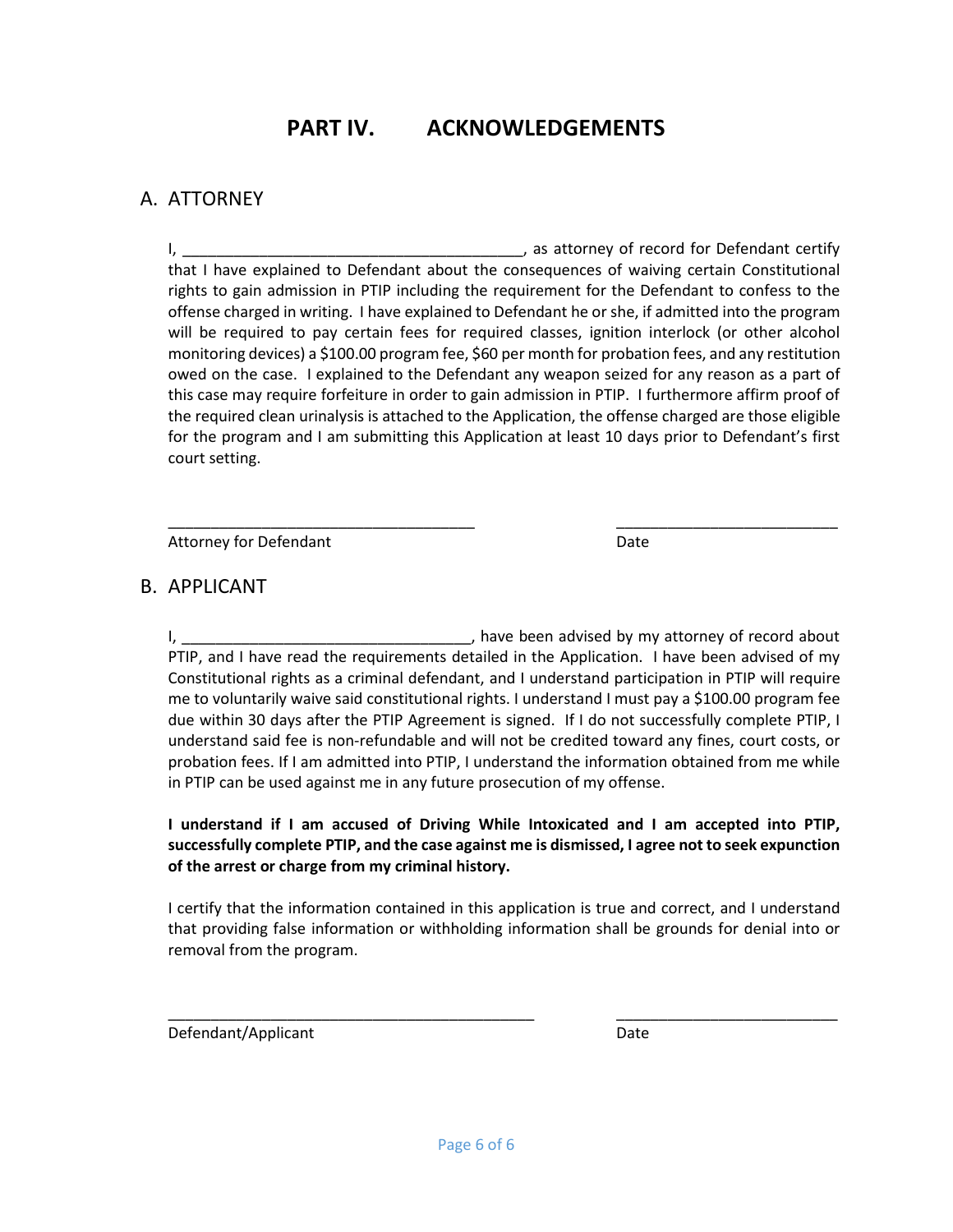# PART IV. ACKNOWLEDGEMENTS

## A. ATTORNEY

I, ________________________________________, as attorney of record for Defendant certify that I have explained to Defendant about the consequences of waiving certain Constitutional rights to gain admission in PTIP including the requirement for the Defendant to confess to the offense charged in writing. I have explained to Defendant he or she, if admitted into the program will be required to pay certain fees for required classes, ignition interlock (or other alcohol monitoring devices) a $100.00 program fee, $60 per month for probation fees, and any restitution owed on the case. I explained to the Defendant any weapon seized for any reason as a part of this case may require forfeiture in order to gain admission in PTIP. I furthermore affirm proof of the required clean urinalysis is attached to the Application, the offense charged are those eligible for the program and I am submitting this Application at least 10 days prior to Defendant's first court setting.

____________________________________ ____________________________

Attorney for Defendant Date

## B. APPLICANT

I, __________________________________, have been advised by my attorney of record about PTIP, and I have read the requirements detailed in the Application. I have been advised of my Constitutional rights as a criminal defendant, and I understand participation in PTIP will require me to voluntarily waive said constitutional rights. I understand I must pay a $100.00 program fee due within 30 days after the PTIP Agreement is signed. If I do not successfully complete PTIP, I understand said fee is non-refundable and will not be credited toward any fines, court costs, or probation fees. If I am admitted into PTIP, I understand the information obtained from me while in PTIP can be used against me in any future prosecution of my offense.

**I understand if I am accused of Driving While Intoxicated and I am accepted into PTIP, successfully complete PTIP, and the case against me is dismissed, I agree not to seek expunction of the arrest or charge from my criminal history.**

I certify that the information contained in this application is true and correct, and I understand that providing false information or withholding information shall be grounds for denial into or removal from the program.

____________________________________________ ____________________________

Defendant/Applicant Date